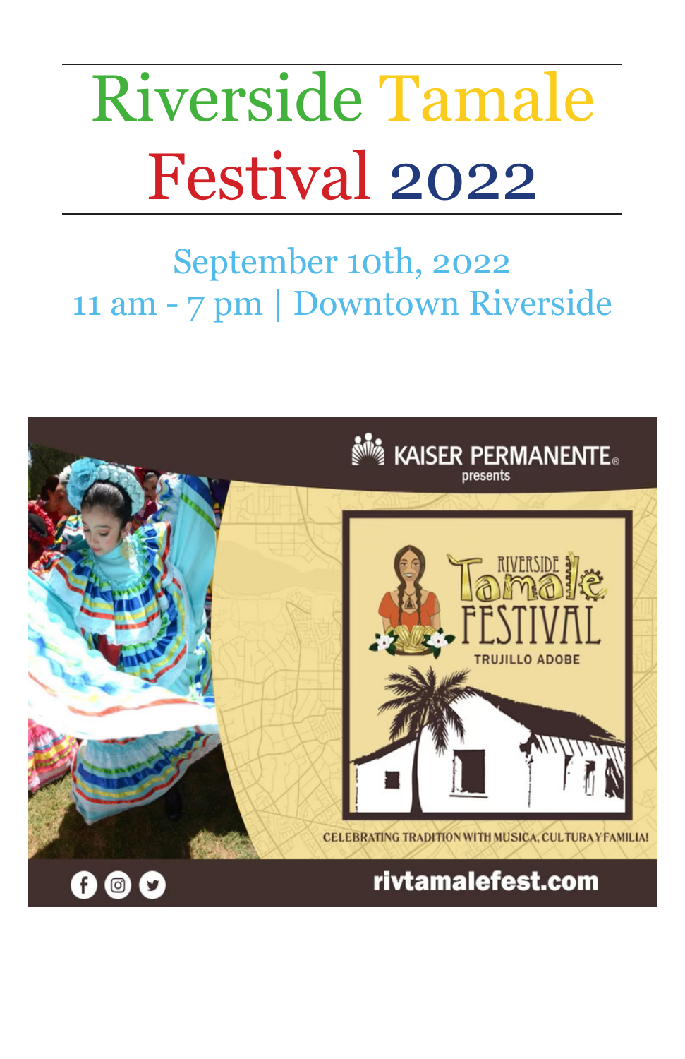# Riverside Tamale Festival 2022

September 10th, 2022
11 am - 7 pm | Downtown Riverside

KAISER PERMANENTE® presents

RIVERSIDE Tamale FESTIVAL

TRUJILLO ADOBE

CELEBRATING TRADITION WITH MUSICA, CULTURA Y FAMILIA!

rivtamalefest.com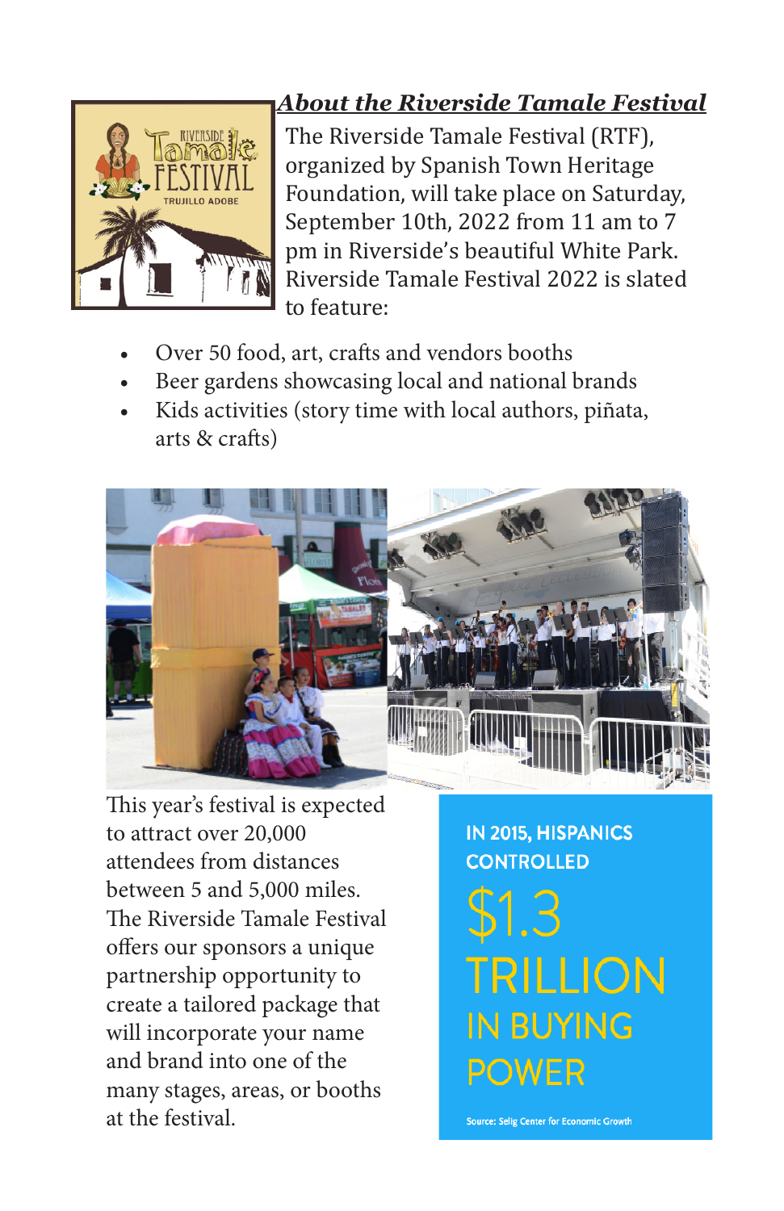## *About the Riverside Tamale Festival*

The Riverside Tamale Festival (RTF), organized by Spanish Town Heritage Foundation, will take place on Saturday, September 10th, 2022 from 11 am to 7 pm in Riverside's beautiful White Park. Riverside Tamale Festival 2022 is slated to feature:

- Over 50 food, art, crafts and vendors booths
- Beer gardens showcasing local and national brands
- Kids activities (story time with local authors, piñata, arts & crafts)

This year's festival is expected to attract over 20,000 attendees from distances between 5 and 5,000 miles. The Riverside Tamale Festival offers our sponsors a unique partnership opportunity to create a tailored package that will incorporate your name and brand into one of the many stages, areas, or booths at the festival.

**IN 2015, HISPANICS CONTROLLED**

**$1.3 TRILLION IN BUYING POWER**

Source: Selig Center for Economic Growth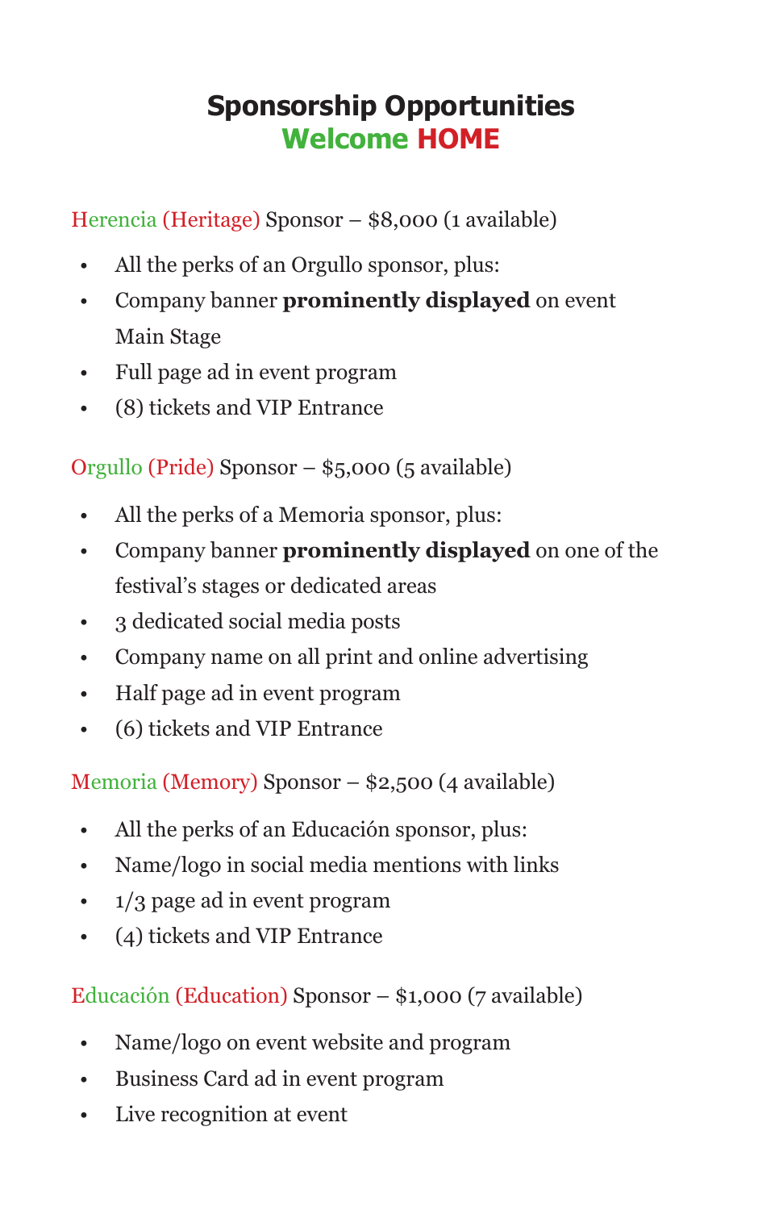# Sponsorship Opportunities
## Welcome HOME

Herencia (Heritage) Sponsor – $8,000 (1 available)

- All the perks of an Orgullo sponsor, plus:
- Company banner **prominently displayed** on event Main Stage
- Full page ad in event program
- (8) tickets and VIP Entrance

Orgullo (Pride) Sponsor – $5,000 (5 available)

- All the perks of a Memoria sponsor, plus:
- Company banner **prominently displayed** on one of the festival's stages or dedicated areas
- 3 dedicated social media posts
- Company name on all print and online advertising
- Half page ad in event program
- (6) tickets and VIP Entrance

Memoria (Memory) Sponsor – $2,500 (4 available)

- All the perks of an Educación sponsor, plus:
- Name/logo in social media mentions with links
- 1/3 page ad in event program
- (4) tickets and VIP Entrance

Educación (Education) Sponsor – $1,000 (7 available)

- Name/logo on event website and program
- Business Card ad in event program
- Live recognition at event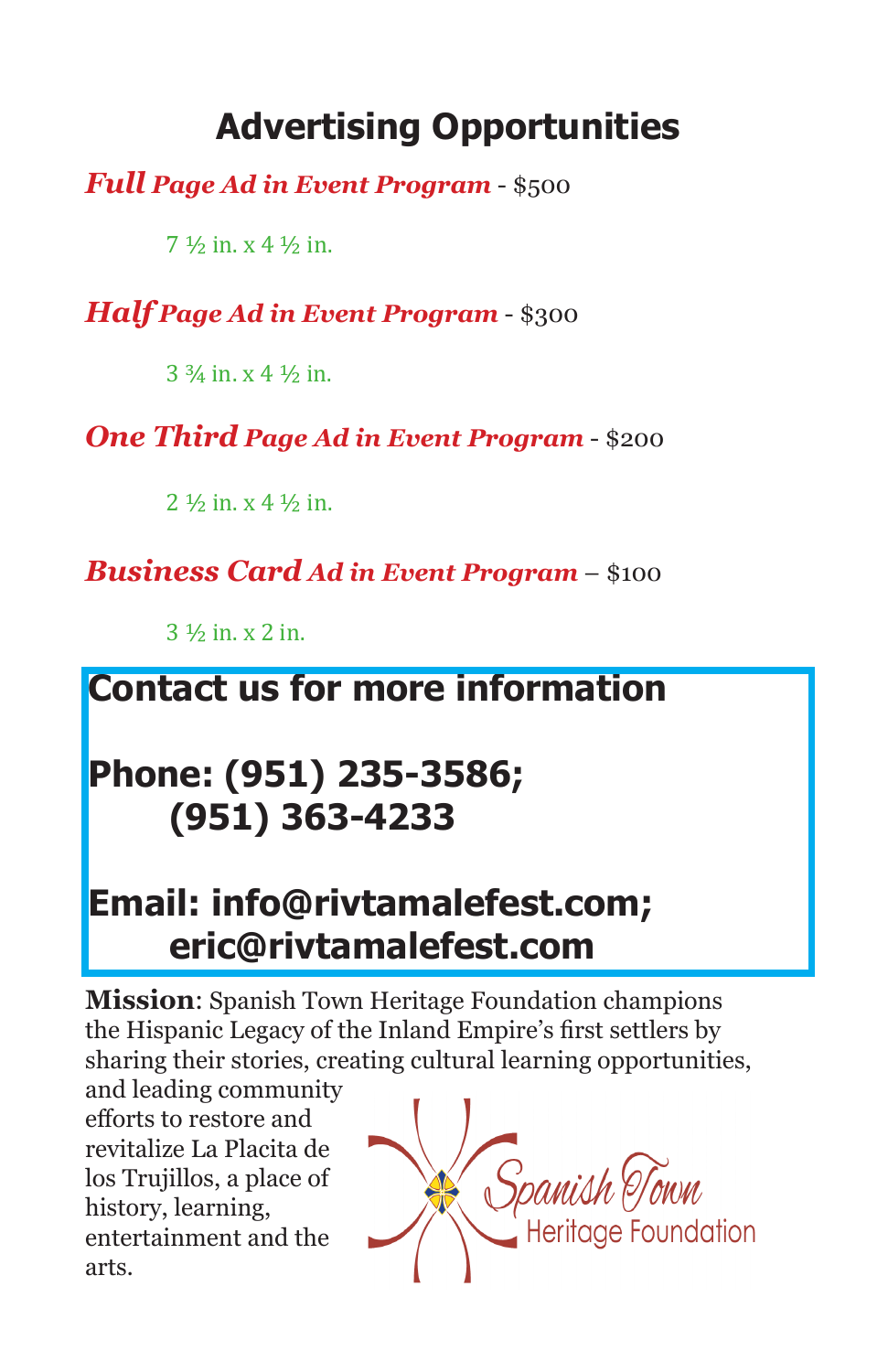# Advertising Opportunities

***Full Page Ad in Event Program*** - $500

7 ½ in. x 4 ½ in.

***Half Page Ad in Event Program*** - $300

3 ¾ in. x 4 ½ in.

***One Third Page Ad in Event Program*** - $200

2 ½ in. x 4 ½ in.

***Business Card Ad in Event Program*** – $100

3 ½ in. x 2 in.

**Contact us for more information**

**Phone: (951) 235-3586;**
**(951) 363-4233**

**Email: info@rivtamalefest.com;**
**eric@rivtamalefest.com**

**Mission**: Spanish Town Heritage Foundation champions the Hispanic Legacy of the Inland Empire's first settlers by sharing their stories, creating cultural learning opportunities, and leading community efforts to restore and revitalize La Placita de los Trujillos, a place of history, learning, entertainment and the arts.

Spanish Town Heritage Foundation